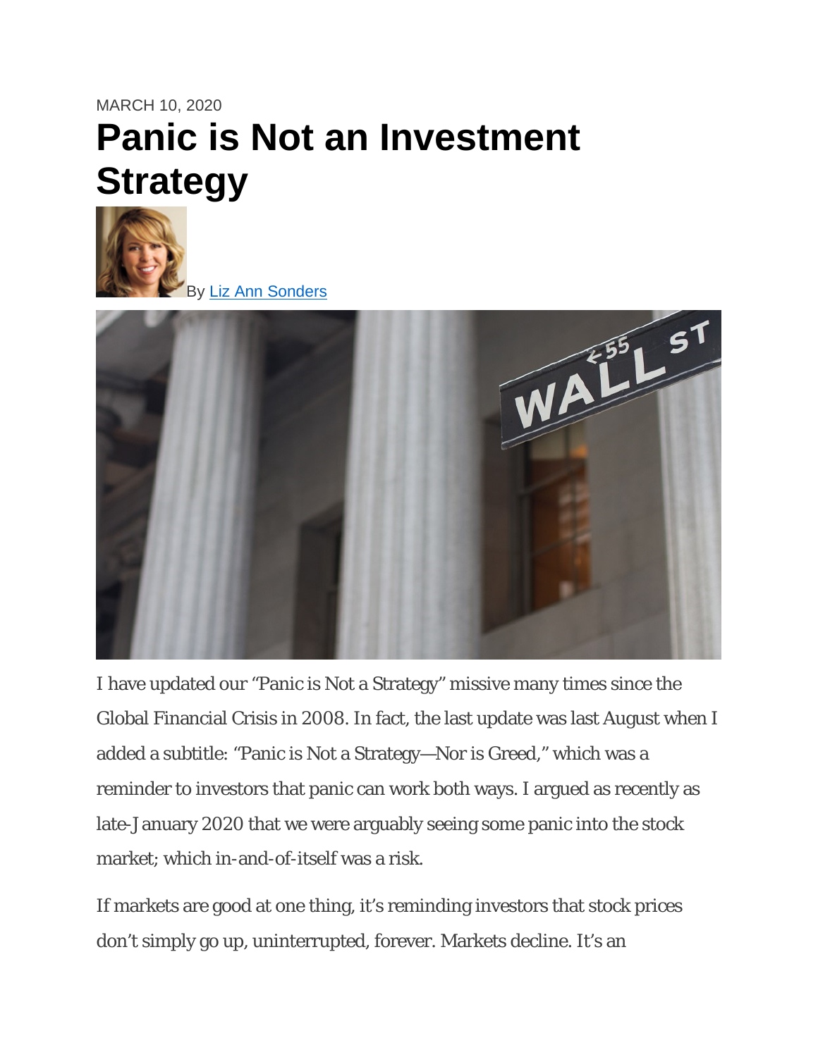MARCH 10, 2020

# Panic is Not an Investment Strategy

By Liz Ann Sonders

I have updated our "Panic is Not a Strategy" missive many times since the Global Financial Crisis in 2008. In fact, the last update was last August when I added a subtitle: "Panic is Not a Strategy—Nor is Greed," which was a reminder to investors that panic can work both ways. I argued as recently as late-January 2020 that we were arguably seeing some panic into the stock market; which in-and-of-itself was a risk.

If markets are good at one thing, it's reminding investors that stock prices don't simply go up, uninterrupted, forever. Markets decline. It's an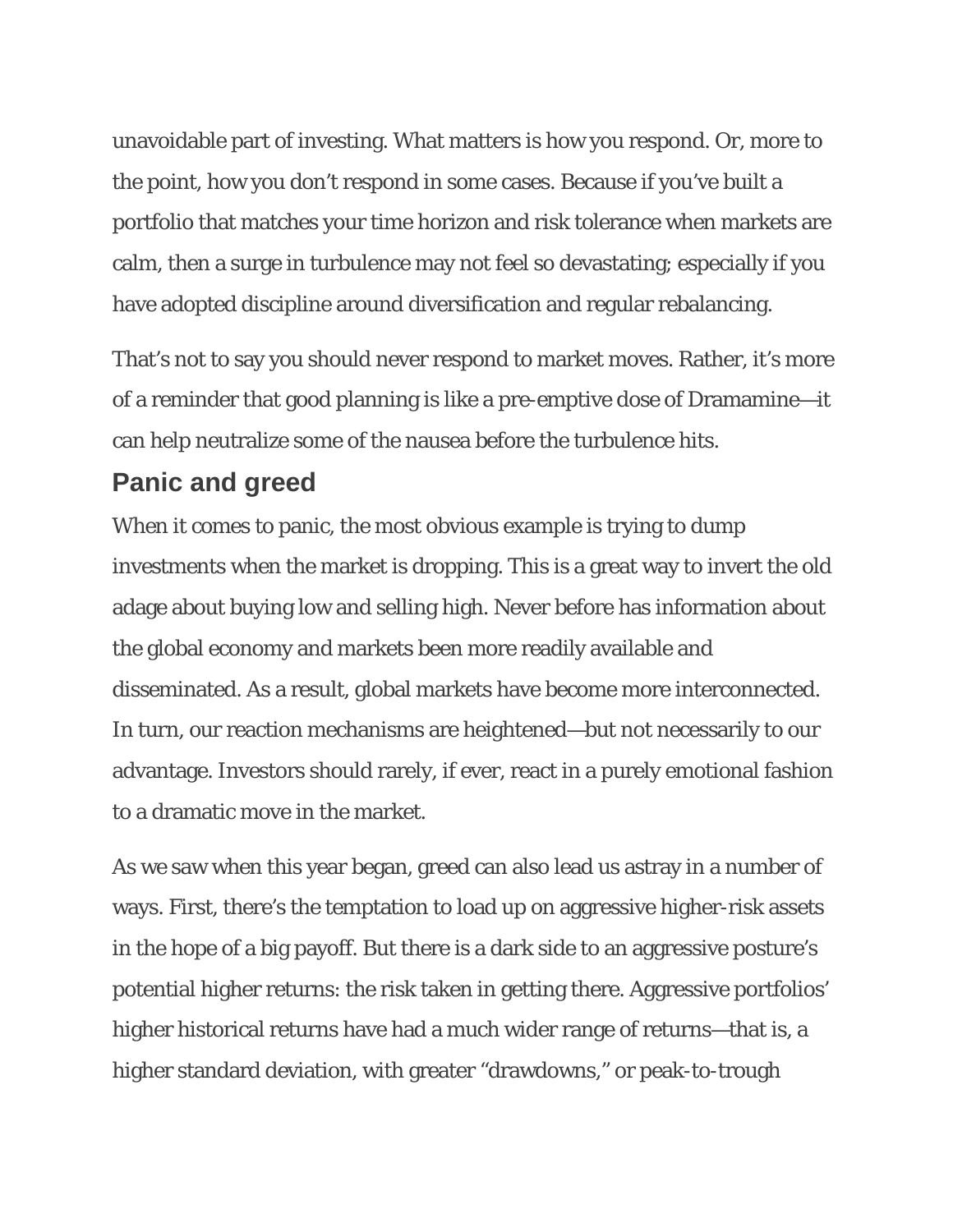unavoidable part of investing. What matters is how you respond. Or, more to the point, how you don't respond in some cases. Because if you've built a portfolio that matches your time horizon and risk tolerance when markets are calm, then a surge in turbulence may not feel so devastating; especially if you have adopted discipline around diversification and regular rebalancing.

That's not to say you should never respond to market moves. Rather, it's more of a reminder that good planning is like a pre-emptive dose of Dramamine—it can help neutralize some of the nausea before the turbulence hits.

## Panic and greed

When it comes to panic, the most obvious example is trying to dump investments when the market is dropping. This is a great way to invert the old adage about buying low and selling high. Never before has information about the global economy and markets been more readily available and disseminated. As a result, global markets have become more interconnected. In turn, our reaction mechanisms are heightened—but not necessarily to our advantage. Investors should rarely, if ever, react in a purely emotional fashion to a dramatic move in the market.

As we saw when this year began, greed can also lead us astray in a number of ways. First, there's the temptation to load up on aggressive higher-risk assets in the hope of a big payoff. But there is a dark side to an aggressive posture's potential higher returns: the risk taken in getting there. Aggressive portfolios' higher historical returns have had a much wider range of returns—that is, a higher standard deviation, with greater "drawdowns," or peak-to-trough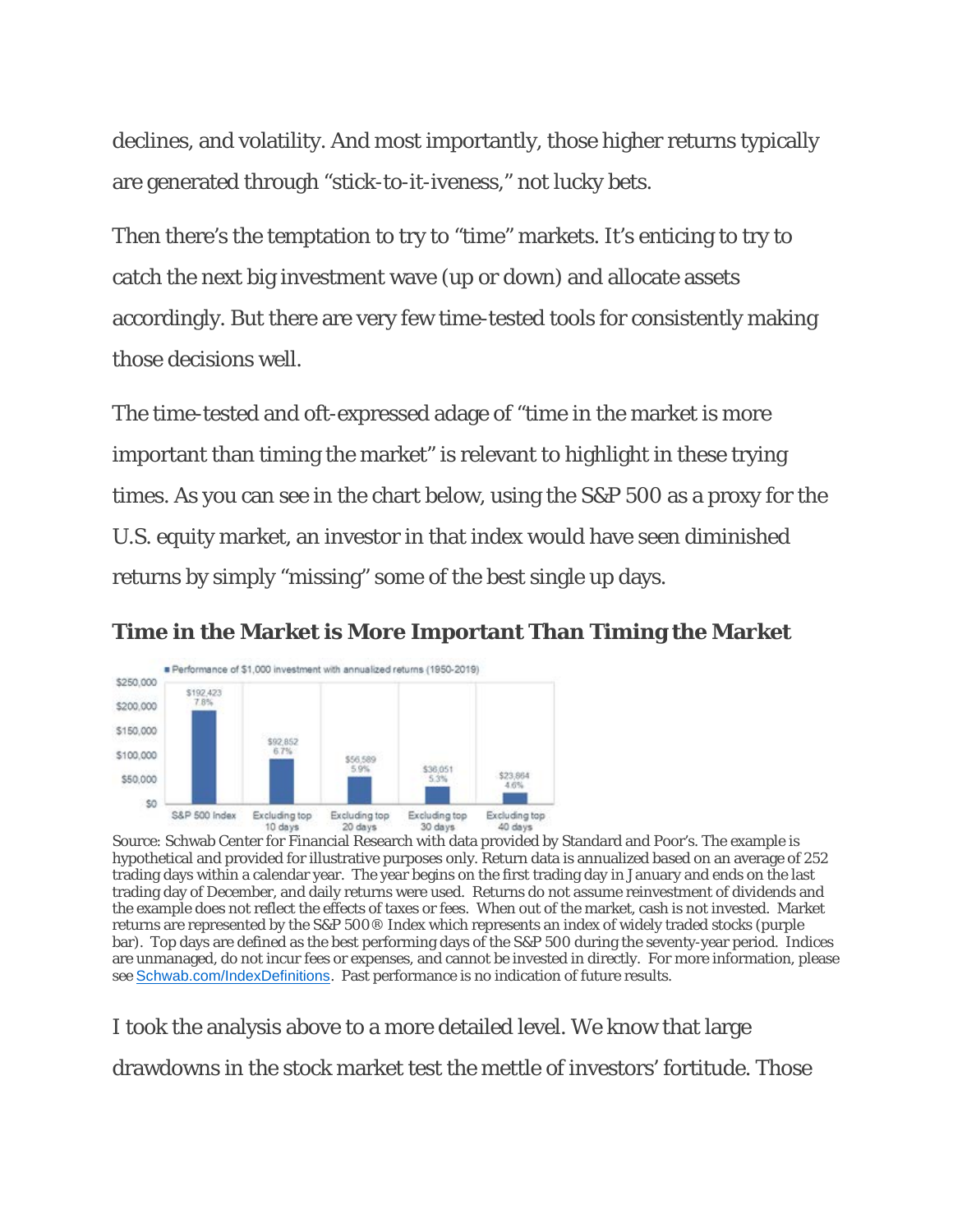declines, and volatility. And most importantly, those higher returns typically are generated through "stick-to-it-iveness," not lucky bets.

Then there's the temptation to try to "time" markets. It's enticing to try to catch the next big investment wave (up or down) and allocate assets accordingly. But there are very few time-tested tools for consistently making those decisions well.

The time-tested and oft-expressed adage of "time in the market is more important than timing the market" is relevant to highlight in these trying times. As you can see in the chart below, using the S&P 500 as a proxy for the U.S. equity market, an investor in that index would have seen diminished returns by simply "missing" some of the best single up days.

**Time in the Market is More Important Than Timing the Market**

Performance of $1,000 investment with annualized returns (1950-2019)

| | S&P 500 Index | Excluding top 10 days | Excluding top 20 days | Excluding top 30 days | Excluding top 40 days |
|---|---|---|---|---|---|
| Value | $192,423 | $92,852 | $56,589 | $36,051 | $23,864 |
| Annualized return | 7.8% | 6.7% | 5.9% | 5.3% | 4.6% |

Source: Schwab Center for Financial Research with data provided by Standard and Poor's. The example is hypothetical and provided for illustrative purposes only. Return data is annualized based on an average of 252 trading days within a calendar year. The year begins on the first trading day in January and ends on the last trading day of December, and daily returns were used. Returns do not assume reinvestment of dividends and the example does not reflect the effects of taxes or fees. When out of the market, cash is not invested. Market returns are represented by the S&P 500® Index which represents an index of widely traded stocks (purple bar). Top days are defined as the best performing days of the S&P 500 during the seventy-year period. Indices are unmanaged, do not incur fees or expenses, and cannot be invested in directly. For more information, please see Schwab.com/IndexDefinitions. Past performance is no indication of future results.

I took the analysis above to a more detailed level. We know that large drawdowns in the stock market test the mettle of investors' fortitude. Those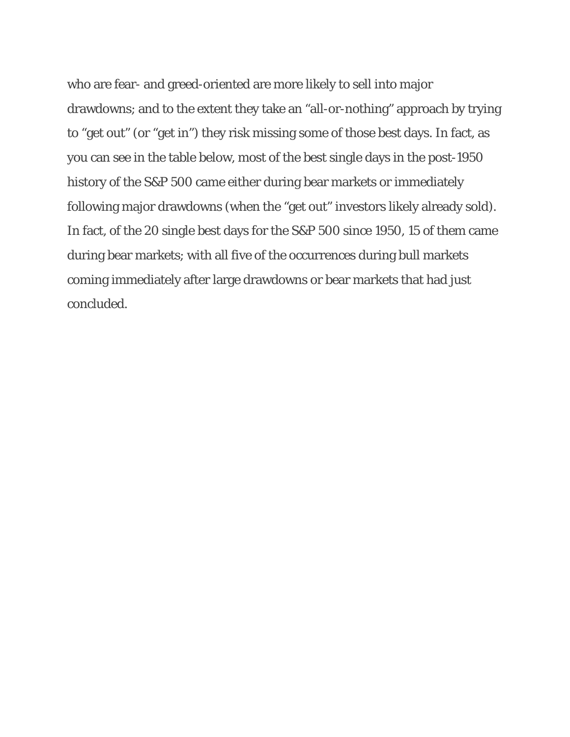who are fear- and greed-oriented are more likely to sell into major drawdowns; and to the extent they take an "all-or-nothing" approach by trying to "get out" (or "get in") they risk missing some of those best days. In fact, as you can see in the table below, most of the best single days in the post-1950 history of the S&P 500 came either during bear markets or immediately following major drawdowns (when the "get out" investors likely already sold). In fact, of the 20 single best days for the S&P 500 since 1950, 15 of them came during bear markets; with all five of the occurrences during bull markets coming immediately after large drawdowns or bear markets that had just concluded.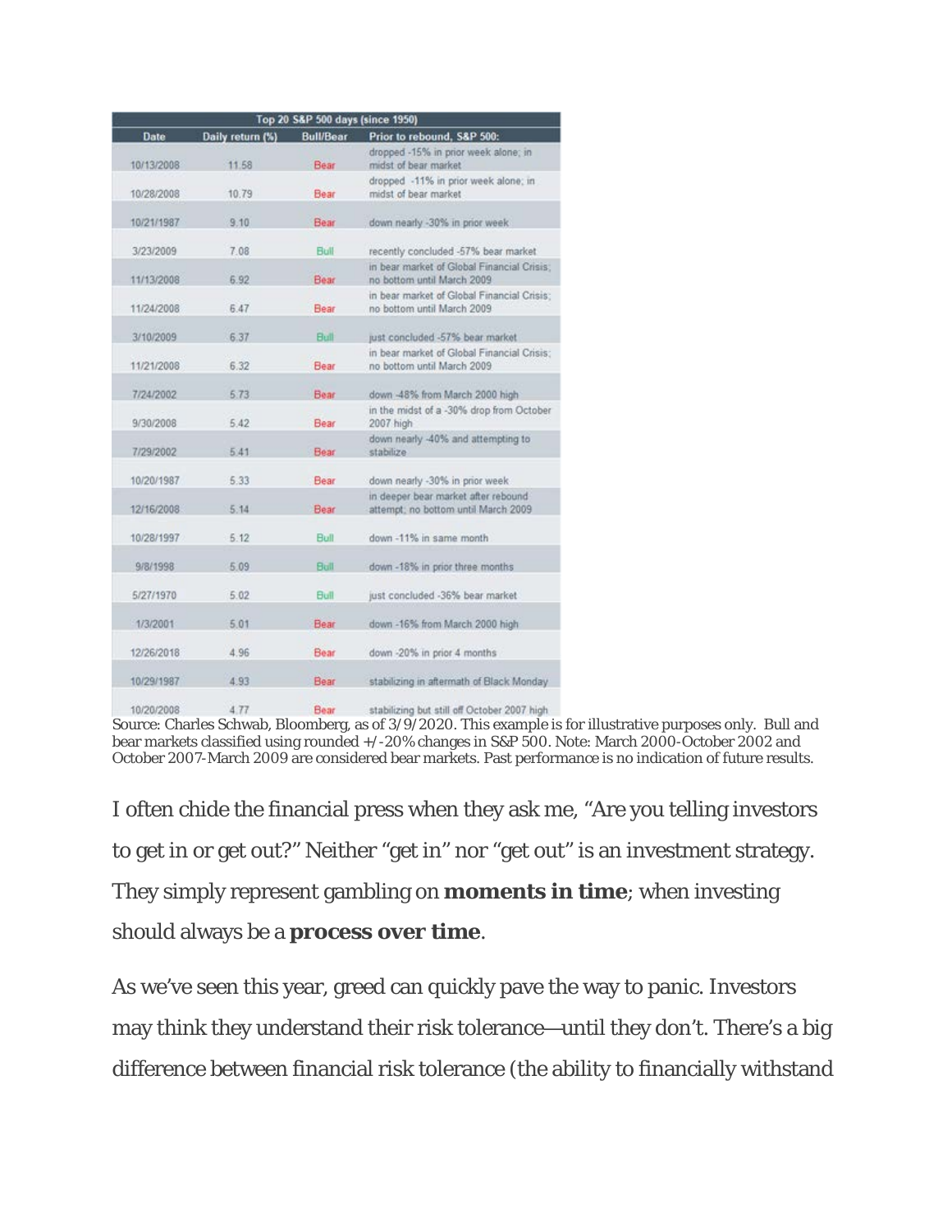| Top 20 S&P 500 days (since 1950) | | | |
|---|---|---|---|
| Date | Daily return (%) | Bull/Bear | Prior to rebound, S&P 500: |
| 10/13/2008 | 11.58 | Bear | dropped -15% in prior week alone; in midst of bear market |
| 10/28/2008 | 10.79 | Bear | dropped -11% in prior week alone; in midst of bear market |
| 10/21/1987 | 9.10 | Bear | down nearly -30% in prior week |
| 3/23/2009 | 7.08 | Bull | recently concluded -57% bear market |
| 11/13/2008 | 6.92 | Bear | in bear market of Global Financial Crisis; no bottom until March 2009 |
| 11/24/2008 | 6.47 | Bear | in bear market of Global Financial Crisis; no bottom until March 2009 |
| 3/10/2009 | 6.37 | Bull | just concluded -57% bear market |
| 11/21/2008 | 6.32 | Bear | in bear market of Global Financial Crisis; no bottom until March 2009 |
| 7/24/2002 | 5.73 | Bear | down -48% from March 2000 high |
| 9/30/2008 | 5.42 | Bear | in the midst of a -30% drop from October 2007 high |
| 7/29/2002 | 5.41 | Bear | down nearly -40% and attempting to stabilize |
| 10/20/1987 | 5.33 | Bear | down nearly -30% in prior week |
| 12/16/2008 | 5.14 | Bear | in deeper bear market after rebound attempt; no bottom until March 2009 |
| 10/28/1997 | 5.12 | Bull | down -11% in same month |
| 9/8/1998 | 5.09 | Bull | down -18% in prior three months |
| 5/27/1970 | 5.02 | Bull | just concluded -36% bear market |
| 1/3/2001 | 5.01 | Bear | down -16% from March 2000 high |
| 12/26/2018 | 4.96 | Bear | down -20% in prior 4 months |
| 10/29/1987 | 4.93 | Bear | stabilizing in aftermath of Black Monday |
| 10/20/2008 | 4.77 | Bear | stabilizing but still off October 2007 high |

Source: Charles Schwab, Bloomberg, as of 3/9/2020. This example is for illustrative purposes only. Bull and bear markets classified using rounded +/-20% changes in S&P 500. Note: March 2000-October 2002 and October 2007-March 2009 are considered bear markets. Past performance is no indication of future results.

I often chide the financial press when they ask me, "Are you telling investors to get in or get out?" Neither "get in" nor "get out" is an investment strategy. They simply represent gambling on **moments in time**; when investing should always be a **process over time**.

As we've seen this year, greed can quickly pave the way to panic. Investors may think they understand their risk tolerance—until they don't. There's a big difference between financial risk tolerance (the ability to financially withstand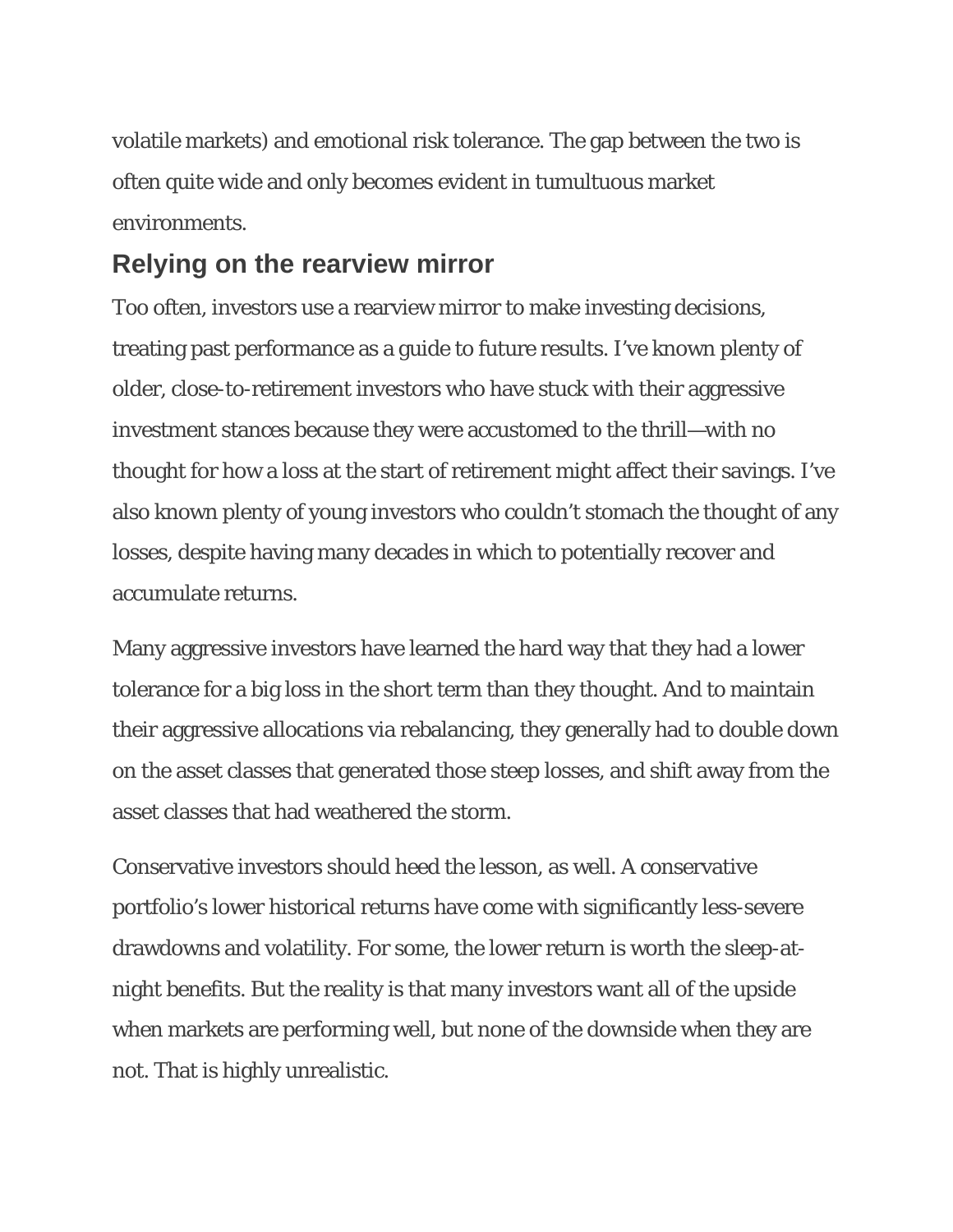volatile markets) and emotional risk tolerance. The gap between the two is often quite wide and only becomes evident in tumultuous market environments.

## Relying on the rearview mirror

Too often, investors use a rearview mirror to make investing decisions, treating past performance as a guide to future results. I've known plenty of older, close-to-retirement investors who have stuck with their aggressive investment stances because they were accustomed to the thrill—with no thought for how a loss at the start of retirement might affect their savings. I've also known plenty of young investors who couldn't stomach the thought of any losses, despite having many decades in which to potentially recover and accumulate returns.

Many aggressive investors have learned the hard way that they had a lower tolerance for a big loss in the short term than they thought. And to maintain their aggressive allocations via rebalancing, they generally had to double down on the asset classes that generated those steep losses, and shift away from the asset classes that had weathered the storm.

Conservative investors should heed the lesson, as well. A conservative portfolio's lower historical returns have come with significantly less-severe drawdowns and volatility. For some, the lower return is worth the sleep-at-night benefits. But the reality is that many investors want all of the upside when markets are performing well, but none of the downside when they are not. That is highly unrealistic.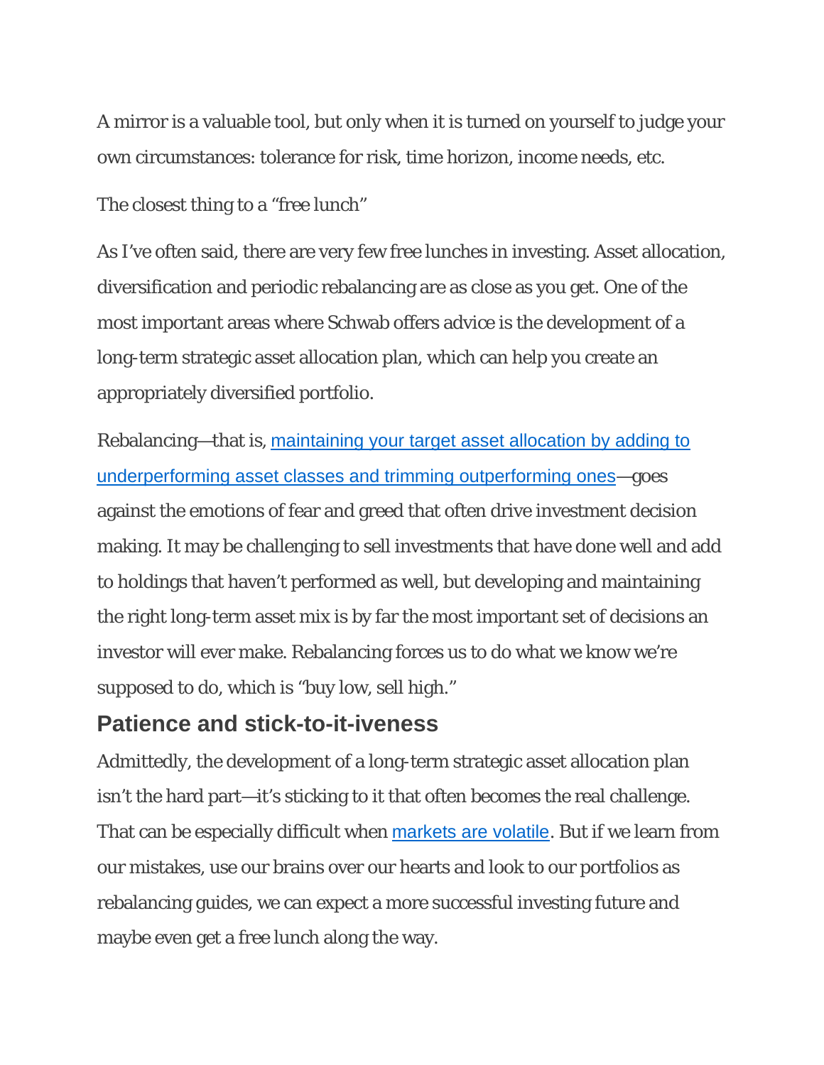A mirror is a valuable tool, but only when it is turned on yourself to judge your own circumstances: tolerance for risk, time horizon, income needs, etc.

The closest thing to a "free lunch"

As I've often said, there are very few free lunches in investing. Asset allocation, diversification and periodic rebalancing are as close as you get. One of the most important areas where Schwab offers advice is the development of a long-term strategic asset allocation plan, which can help you create an appropriately diversified portfolio.

Rebalancing—that is, maintaining your target asset allocation by adding to underperforming asset classes and trimming outperforming ones—goes against the emotions of fear and greed that often drive investment decision making. It may be challenging to sell investments that have done well and add to holdings that haven't performed as well, but developing and maintaining the right long-term asset mix is by far the most important set of decisions an investor will ever make. Rebalancing forces us to do what we know we're supposed to do, which is "buy low, sell high."

## Patience and stick-to-it-iveness

Admittedly, the development of a long-term strategic asset allocation plan isn't the hard part—it's sticking to it that often becomes the real challenge. That can be especially difficult when markets are volatile. But if we learn from our mistakes, use our brains over our hearts and look to our portfolios as rebalancing guides, we can expect a more successful investing future and maybe even get a free lunch along the way.